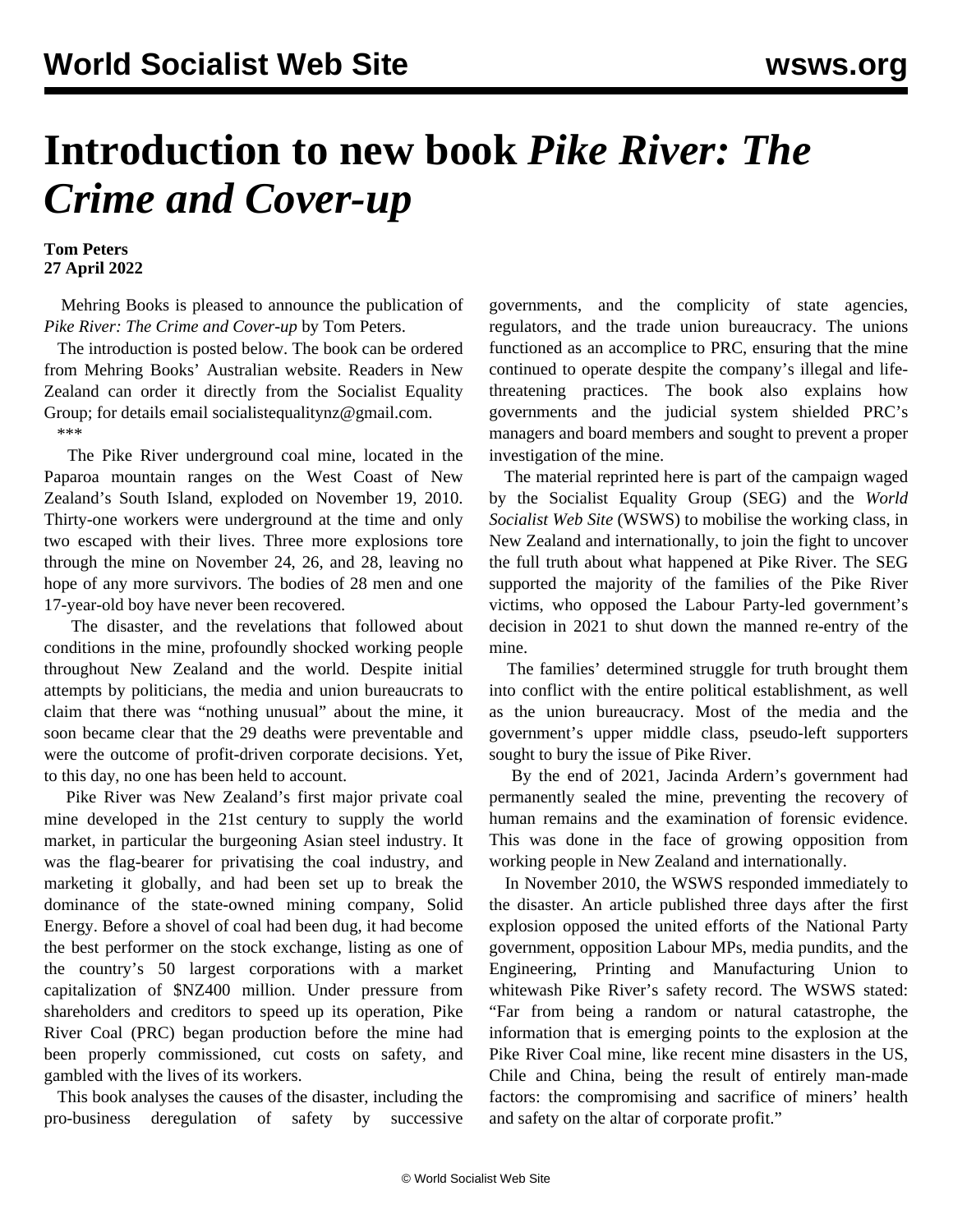# Introduction to new book *Pike River: The Crime and Cover-up*

**Tom Peters**
**27 April 2022**

Mehring Books is pleased to announce the publication of *Pike River: The Crime and Cover-up* by Tom Peters.

The introduction is posted below. The book can be ordered from Mehring Books' Australian website. Readers in New Zealand can order it directly from the Socialist Equality Group; for details email socialistequalitynz@gmail.com.

***

The Pike River underground coal mine, located in the Paparoa mountain ranges on the West Coast of New Zealand's South Island, exploded on November 19, 2010. Thirty-one workers were underground at the time and only two escaped with their lives. Three more explosions tore through the mine on November 24, 26, and 28, leaving no hope of any more survivors. The bodies of 28 men and one 17-year-old boy have never been recovered.

The disaster, and the revelations that followed about conditions in the mine, profoundly shocked working people throughout New Zealand and the world. Despite initial attempts by politicians, the media and union bureaucrats to claim that there was "nothing unusual" about the mine, it soon became clear that the 29 deaths were preventable and were the outcome of profit-driven corporate decisions. Yet, to this day, no one has been held to account.

Pike River was New Zealand's first major private coal mine developed in the 21st century to supply the world market, in particular the burgeoning Asian steel industry. It was the flag-bearer for privatising the coal industry, and marketing it globally, and had been set up to break the dominance of the state-owned mining company, Solid Energy. Before a shovel of coal had been dug, it had become the best performer on the stock exchange, listing as one of the country's 50 largest corporations with a market capitalization of $NZ400 million. Under pressure from shareholders and creditors to speed up its operation, Pike River Coal (PRC) began production before the mine had been properly commissioned, cut costs on safety, and gambled with the lives of its workers.

This book analyses the causes of the disaster, including the pro-business deregulation of safety by successive governments, and the complicity of state agencies, regulators, and the trade union bureaucracy. The unions functioned as an accomplice to PRC, ensuring that the mine continued to operate despite the company's illegal and life-threatening practices. The book also explains how governments and the judicial system shielded PRC's managers and board members and sought to prevent a proper investigation of the mine.

The material reprinted here is part of the campaign waged by the Socialist Equality Group (SEG) and the *World Socialist Web Site* (WSWS) to mobilise the working class, in New Zealand and internationally, to join the fight to uncover the full truth about what happened at Pike River. The SEG supported the majority of the families of the Pike River victims, who opposed the Labour Party-led government's decision in 2021 to shut down the manned re-entry of the mine.

The families' determined struggle for truth brought them into conflict with the entire political establishment, as well as the union bureaucracy. Most of the media and the government's upper middle class, pseudo-left supporters sought to bury the issue of Pike River.

By the end of 2021, Jacinda Ardern's government had permanently sealed the mine, preventing the recovery of human remains and the examination of forensic evidence. This was done in the face of growing opposition from working people in New Zealand and internationally.

In November 2010, the WSWS responded immediately to the disaster. An article published three days after the first explosion opposed the united efforts of the National Party government, opposition Labour MPs, media pundits, and the Engineering, Printing and Manufacturing Union to whitewash Pike River's safety record. The WSWS stated: "Far from being a random or natural catastrophe, the information that is emerging points to the explosion at the Pike River Coal mine, like recent mine disasters in the US, Chile and China, being the result of entirely man-made factors: the compromising and sacrifice of miners' health and safety on the altar of corporate profit."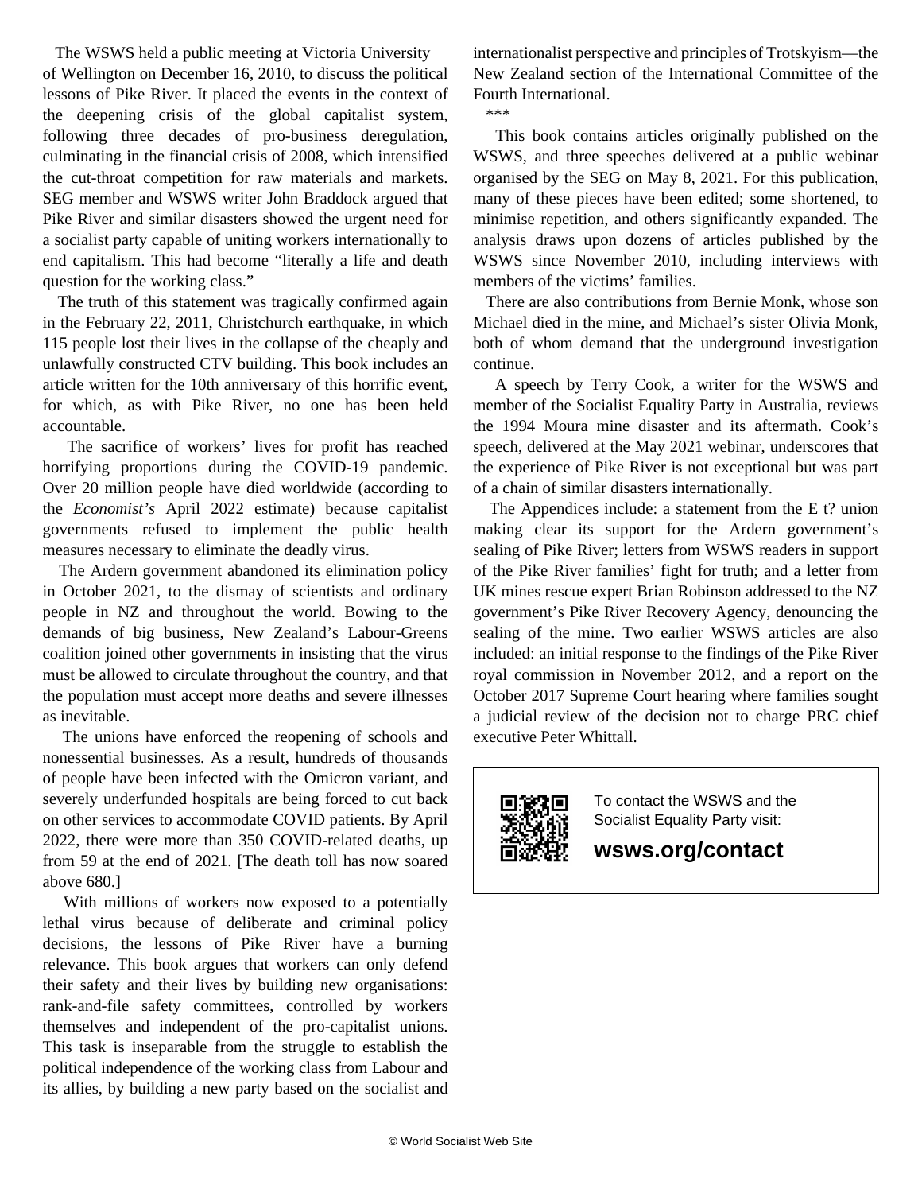The WSWS held a public meeting at Victoria University of Wellington on December 16, 2010, to discuss the political lessons of Pike River. It placed the events in the context of the deepening crisis of the global capitalist system, following three decades of pro-business deregulation, culminating in the financial crisis of 2008, which intensified the cut-throat competition for raw materials and markets. SEG member and WSWS writer John Braddock argued that Pike River and similar disasters showed the urgent need for a socialist party capable of uniting workers internationally to end capitalism. This had become "literally a life and death question for the working class."

The truth of this statement was tragically confirmed again in the February 22, 2011, Christchurch earthquake, in which 115 people lost their lives in the collapse of the cheaply and unlawfully constructed CTV building. This book includes an article written for the 10th anniversary of this horrific event, for which, as with Pike River, no one has been held accountable.

The sacrifice of workers' lives for profit has reached horrifying proportions during the COVID-19 pandemic. Over 20 million people have died worldwide (according to the *Economist's* April 2022 estimate) because capitalist governments refused to implement the public health measures necessary to eliminate the deadly virus.

The Ardern government abandoned its elimination policy in October 2021, to the dismay of scientists and ordinary people in NZ and throughout the world. Bowing to the demands of big business, New Zealand's Labour-Greens coalition joined other governments in insisting that the virus must be allowed to circulate throughout the country, and that the population must accept more deaths and severe illnesses as inevitable.

The unions have enforced the reopening of schools and nonessential businesses. As a result, hundreds of thousands of people have been infected with the Omicron variant, and severely underfunded hospitals are being forced to cut back on other services to accommodate COVID patients. By April 2022, there were more than 350 COVID-related deaths, up from 59 at the end of 2021. [The death toll has now soared above 680.]

With millions of workers now exposed to a potentially lethal virus because of deliberate and criminal policy decisions, the lessons of Pike River have a burning relevance. This book argues that workers can only defend their safety and their lives by building new organisations: rank-and-file safety committees, controlled by workers themselves and independent of the pro-capitalist unions. This task is inseparable from the struggle to establish the political independence of the working class from Labour and its allies, by building a new party based on the socialist and internationalist perspective and principles of Trotskyism—the New Zealand section of the International Committee of the Fourth International.

***

This book contains articles originally published on the WSWS, and three speeches delivered at a public webinar organised by the SEG on May 8, 2021. For this publication, many of these pieces have been edited; some shortened, to minimise repetition, and others significantly expanded. The analysis draws upon dozens of articles published by the WSWS since November 2010, including interviews with members of the victims' families.

There are also contributions from Bernie Monk, whose son Michael died in the mine, and Michael's sister Olivia Monk, both of whom demand that the underground investigation continue.

A speech by Terry Cook, a writer for the WSWS and member of the Socialist Equality Party in Australia, reviews the 1994 Moura mine disaster and its aftermath. Cook's speech, delivered at the May 2021 webinar, underscores that the experience of Pike River is not exceptional but was part of a chain of similar disasters internationally.

The Appendices include: a statement from the E t? union making clear its support for the Ardern government's sealing of Pike River; letters from WSWS readers in support of the Pike River families' fight for truth; and a letter from UK mines rescue expert Brian Robinson addressed to the NZ government's Pike River Recovery Agency, denouncing the sealing of the mine. Two earlier WSWS articles are also included: an initial response to the findings of the Pike River royal commission in November 2012, and a report on the October 2017 Supreme Court hearing where families sought a judicial review of the decision not to charge PRC chief executive Peter Whittall.

To contact the WSWS and the Socialist Equality Party visit:

**wsws.org/contact**